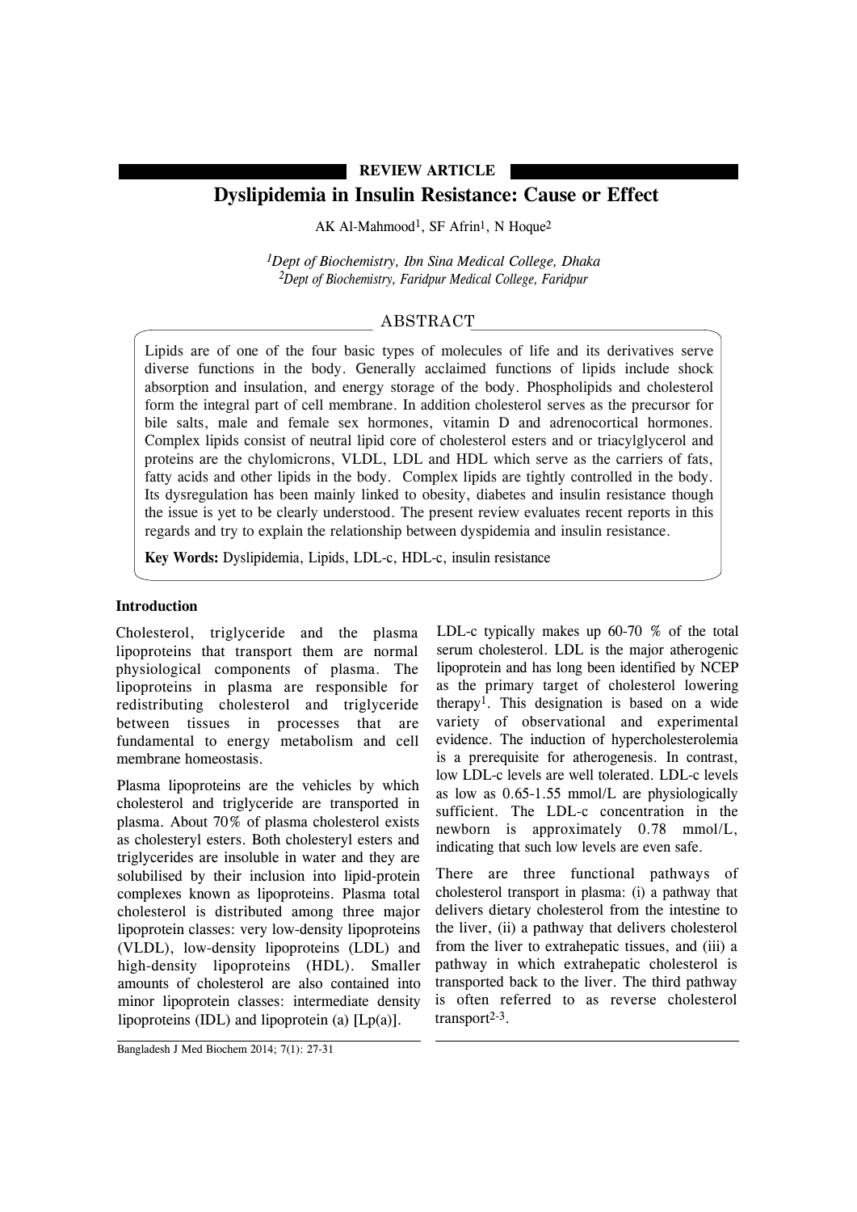REVIEW ARTICLE

# Dyslipidemia in Insulin Resistance: Cause or Effect

AK Al-Mahmood[1], SF Afrin[1], N Hoque[2]

*[1]Dept of Biochemistry, Ibn Sina Medical College, Dhaka*
*[2]Dept of Biochemistry, Faridpur Medical College, Faridpur*

## ABSTRACT

Lipids are of one of the four basic types of molecules of life and its derivatives serve diverse functions in the body. Generally acclaimed functions of lipids include shock absorption and insulation, and energy storage of the body. Phospholipids and cholesterol form the integral part of cell membrane. In addition cholesterol serves as the precursor for bile salts, male and female sex hormones, vitamin D and adrenocortical hormones. Complex lipids consist of neutral lipid core of cholesterol esters and or triacylglycerol and proteins are the chylomicrons, VLDL, LDL and HDL which serve as the carriers of fats, fatty acids and other lipids in the body. Complex lipids are tightly controlled in the body. Its dysregulation has been mainly linked to obesity, diabetes and insulin resistance though the issue is yet to be clearly understood. The present review evaluates recent reports in this regards and try to explain the relationship between dyspidemia and insulin resistance.

**Key Words:** Dyslipidemia, Lipids, LDL-c, HDL-c, insulin resistance

## Introduction

Cholesterol, triglyceride and the plasma lipoproteins that transport them are normal physiological components of plasma. The lipoproteins in plasma are responsible for redistributing cholesterol and triglyceride between tissues in processes that are fundamental to energy metabolism and cell membrane homeostasis.

Plasma lipoproteins are the vehicles by which cholesterol and triglyceride are transported in plasma. About 70% of plasma cholesterol exists as cholesteryl esters. Both cholesteryl esters and triglycerides are insoluble in water and they are solubilised by their inclusion into lipid-protein complexes known as lipoproteins. Plasma total cholesterol is distributed among three major lipoprotein classes: very low-density lipoproteins (VLDL), low-density lipoproteins (LDL) and high-density lipoproteins (HDL). Smaller amounts of cholesterol are also contained into minor lipoprotein classes: intermediate density lipoproteins (IDL) and lipoprotein (a) [Lp(a)].

LDL-c typically makes up 60-70 % of the total serum cholesterol. LDL is the major atherogenic lipoprotein and has long been identified by NCEP as the primary target of cholesterol lowering therapy[1]. This designation is based on a wide variety of observational and experimental evidence. The induction of hypercholesterolemia is a prerequisite for atherogenesis. In contrast, low LDL-c levels are well tolerated. LDL-c levels as low as 0.65-1.55 mmol/L are physiologically sufficient. The LDL-c concentration in the newborn is approximately 0.78 mmol/L, indicating that such low levels are even safe.

There are three functional pathways of cholesterol transport in plasma: (i) a pathway that delivers dietary cholesterol from the intestine to the liver, (ii) a pathway that delivers cholesterol from the liver to extrahepatic tissues, and (iii) a pathway in which extrahepatic cholesterol is transported back to the liver. The third pathway is often referred to as reverse cholesterol transport[2-3].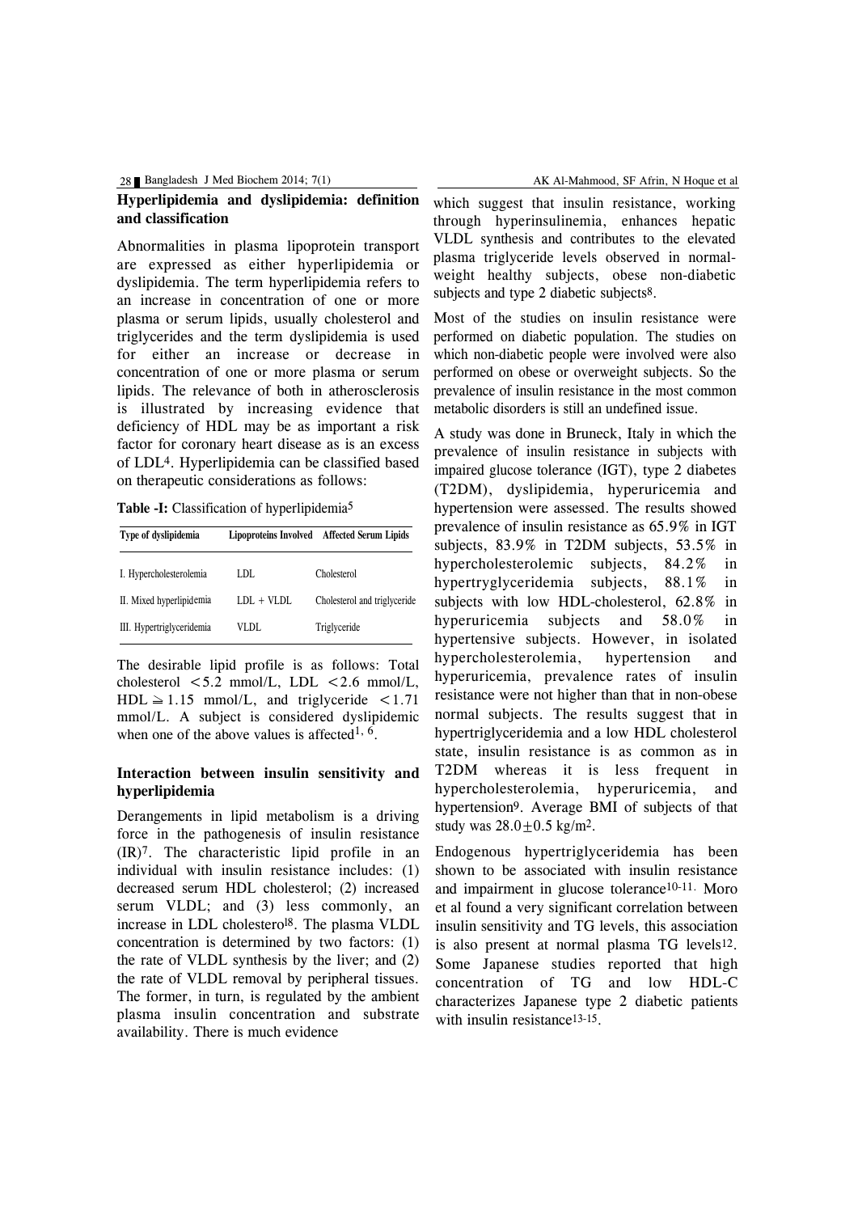## Hyperlipidemia and dyslipidemia: definition and classification

Abnormalities in plasma lipoprotein transport are expressed as either hyperlipidemia or dyslipidemia. The term hyperlipidemia refers to an increase in concentration of one or more plasma or serum lipids, usually cholesterol and triglycerides and the term dyslipidemia is used for either an increase or decrease in concentration of one or more plasma or serum lipids. The relevance of both in atherosclerosis is illustrated by increasing evidence that deficiency of HDL may be as important a risk factor for coronary heart disease as is an excess of LDL[4]. Hyperlipidemia can be classified based on therapeutic considerations as follows:

**Table -I:** Classification of hyperlipidemia[5]

| Type of dyslipidemia | Lipoproteins Involved | Affected Serum Lipids |
|---|---|---|
| I. Hypercholesterolemia | LDL | Cholesterol |
| II. Mixed hyperlipidemia | LDL + VLDL | Cholesterol and triglyceride |
| III. Hypertriglyceridemia | VLDL | Triglyceride |

The desirable lipid profile is as follows: Total cholesterol <5.2 mmol/L, LDL <2.6 mmol/L, HDL ≅ 1.15 mmol/L, and triglyceride <1.71 mmol/L. A subject is considered dyslipidemic when one of the above values is affected[1, 6].

## Interaction between insulin sensitivity and hyperlipidemia

Derangements in lipid metabolism is a driving force in the pathogenesis of insulin resistance (IR)[7]. The characteristic lipid profile in an individual with insulin resistance includes: (1) decreased serum HDL cholesterol; (2) increased serum VLDL; and (3) less commonly, an increase in LDL cholesterol[8]. The plasma VLDL concentration is determined by two factors: (1) the rate of VLDL synthesis by the liver; and (2) the rate of VLDL removal by peripheral tissues. The former, in turn, is regulated by the ambient plasma insulin concentration and substrate availability. There is much evidence which suggest that insulin resistance, working through hyperinsulinemia, enhances hepatic VLDL synthesis and contributes to the elevated plasma triglyceride levels observed in normal-weight healthy subjects, obese non-diabetic subjects and type 2 diabetic subjects[8].

Most of the studies on insulin resistance were performed on diabetic population. The studies on which non-diabetic people were involved were also performed on obese or overweight subjects. So the prevalence of insulin resistance in the most common metabolic disorders is still an undefined issue.

A study was done in Bruneck, Italy in which the prevalence of insulin resistance in subjects with impaired glucose tolerance (IGT), type 2 diabetes (T2DM), dyslipidemia, hyperuricemia and hypertension were assessed. The results showed prevalence of insulin resistance as 65.9% in IGT subjects, 83.9% in T2DM subjects, 53.5% in hypercholesterolemic subjects, 84.2% in hypertryglyceridemia subjects, 88.1% in subjects with low HDL-cholesterol, 62.8% in hyperuricemia subjects and 58.0% in hypertensive subjects. However, in isolated hypercholesterolemia, hypertension and hyperuricemia, prevalence rates of insulin resistance were not higher than that in non-obese normal subjects. The results suggest that in hypertriglyceridemia and a low HDL cholesterol state, insulin resistance is as common as in T2DM whereas it is less frequent in hypercholesterolemia, hyperuricemia, and hypertension[9]. Average BMI of subjects of that study was $28.0 \pm 0.5$ kg/m$^2$.

Endogenous hypertriglyceridemia has been shown to be associated with insulin resistance and impairment in glucose tolerance[10-11]. Moro et al found a very significant correlation between insulin sensitivity and TG levels, this association is also present at normal plasma TG levels[12]. Some Japanese studies reported that high concentration of TG and low HDL-C characterizes Japanese type 2 diabetic patients with insulin resistance[13-15].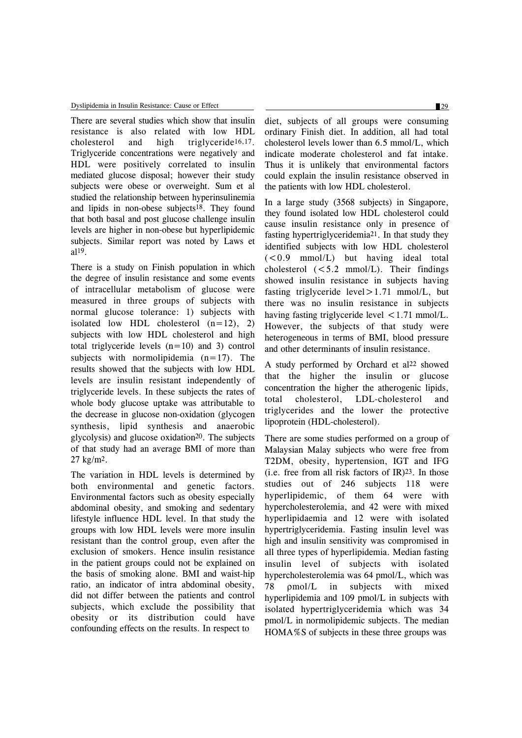There are several studies which show that insulin resistance is also related with low HDL cholesterol and high triglyceride[16,17]. Triglyceride concentrations were negatively and HDL were positively correlated to insulin mediated glucose disposal; however their study subjects were obese or overweight. Sum et al studied the relationship between hyperinsulinemia and lipids in non-obese subjects[18]. They found that both basal and post glucose challenge insulin levels are higher in non-obese but hyperlipidemic subjects. Similar report was noted by Laws et al[19].

There is a study on Finish population in which the degree of insulin resistance and some events of intracellular metabolism of glucose were measured in three groups of subjects with normal glucose tolerance: 1) subjects with isolated low HDL cholesterol (n=12), 2) subjects with low HDL cholesterol and high total triglyceride levels (n=10) and 3) control subjects with normolipidemia (n=17). The results showed that the subjects with low HDL levels are insulin resistant independently of triglyceride levels. In these subjects the rates of whole body glucose uptake was attributable to the decrease in glucose non-oxidation (glycogen synthesis, lipid synthesis and anaerobic glycolysis) and glucose oxidation[20]. The subjects of that study had an average BMI of more than 27 kg/m$^2$.

The variation in HDL levels is determined by both environmental and genetic factors. Environmental factors such as obesity especially abdominal obesity, and smoking and sedentary lifestyle influence HDL level. In that study the groups with low HDL levels were more insulin resistant than the control group, even after the exclusion of smokers. Hence insulin resistance in the patient groups could not be explained on the basis of smoking alone. BMI and waist-hip ratio, an indicator of intra abdominal obesity, did not differ between the patients and control subjects, which exclude the possibility that obesity or its distribution could have confounding effects on the results. In respect to diet, subjects of all groups were consuming ordinary Finish diet. In addition, all had total cholesterol levels lower than 6.5 mmol/L, which indicate moderate cholesterol and fat intake. Thus it is unlikely that environmental factors could explain the insulin resistance observed in the patients with low HDL cholesterol.

In a large study (3568 subjects) in Singapore, they found isolated low HDL cholesterol could cause insulin resistance only in presence of fasting hypertriglyceridemia[21]. In that study they identified subjects with low HDL cholesterol (<0.9 mmol/L) but having ideal total cholesterol (<5.2 mmol/L). Their findings showed insulin resistance in subjects having fasting triglyceride level >1.71 mmol/L, but there was no insulin resistance in subjects having fasting triglyceride level <1.71 mmol/L. However, the subjects of that study were heterogeneous in terms of BMI, blood pressure and other determinants of insulin resistance.

A study performed by Orchard et al[22] showed that the higher the insulin or glucose concentration the higher the atherogenic lipids, total cholesterol, LDL-cholesterol and triglycerides and the lower the protective lipoprotein (HDL-cholesterol).

There are some studies performed on a group of Malaysian Malay subjects who were free from T2DM, obesity, hypertension, IGT and IFG (i.e. free from all risk factors of IR)[23]. In those studies out of 246 subjects 118 were hyperlipidemic, of them 64 were with hypercholesterolemia, and 42 were with mixed hyperlipidaemia and 12 were with isolated hypertriglyceridemia. Fasting insulin level was high and insulin sensitivity was compromised in all three types of hyperlipidemia. Median fasting insulin level of subjects with isolated hypercholesterolemia was 64 pmol/L, which was 78 ρmol/L in subjects with mixed hyperlipidemia and 109 pmol/L in subjects with isolated hypertriglyceridemia which was 34 pmol/L in normolipidemic subjects. The median HOMA%S of subjects in these three groups was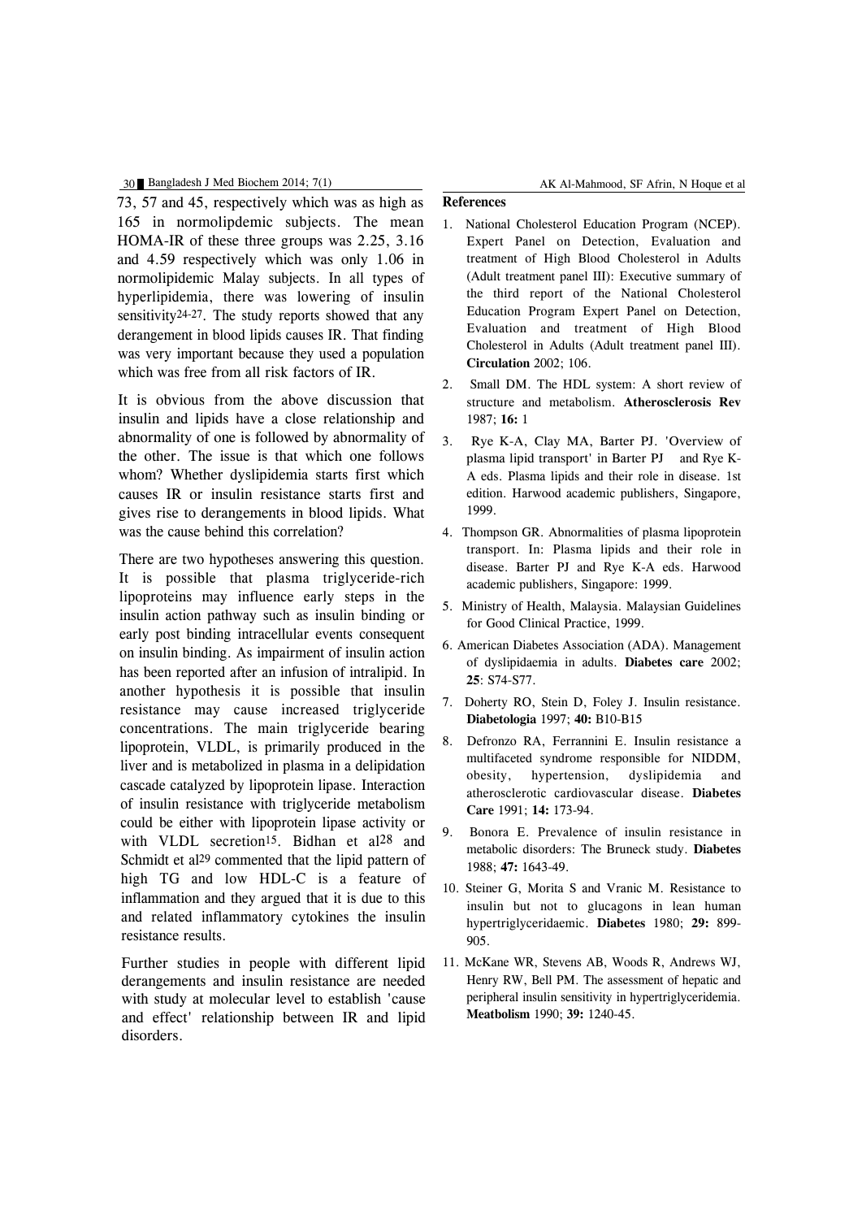73, 57 and 45, respectively which was as high as 165 in normolipdemic subjects. The mean HOMA-IR of these three groups was 2.25, 3.16 and 4.59 respectively which was only 1.06 in normolipidemic Malay subjects. In all types of hyperlipidemia, there was lowering of insulin sensitivity[24-27]. The study reports showed that any derangement in blood lipids causes IR. That finding was very important because they used a population which was free from all risk factors of IR.

It is obvious from the above discussion that insulin and lipids have a close relationship and abnormality of one is followed by abnormality of the other. The issue is that which one follows whom? Whether dyslipidemia starts first which causes IR or insulin resistance starts first and gives rise to derangements in blood lipids. What was the cause behind this correlation?

There are two hypotheses answering this question. It is possible that plasma triglyceride-rich lipoproteins may influence early steps in the insulin action pathway such as insulin binding or early post binding intracellular events consequent on insulin binding. As impairment of insulin action has been reported after an infusion of intralipid. In another hypothesis it is possible that insulin resistance may cause increased triglyceride concentrations. The main triglyceride bearing lipoprotein, VLDL, is primarily produced in the liver and is metabolized in plasma in a delipidation cascade catalyzed by lipoprotein lipase. Interaction of insulin resistance with triglyceride metabolism could be either with lipoprotein lipase activity or with VLDL secretion[15]. Bidhan et al[28] and Schmidt et al[29] commented that the lipid pattern of high TG and low HDL-C is a feature of inflammation and they argued that it is due to this and related inflammatory cytokines the insulin resistance results.

Further studies in people with different lipid derangements and insulin resistance are needed with study at molecular level to establish 'cause and effect' relationship between IR and lipid disorders.

## References

1. National Cholesterol Education Program (NCEP). Expert Panel on Detection, Evaluation and treatment of High Blood Cholesterol in Adults (Adult treatment panel III): Executive summary of the third report of the National Cholesterol Education Program Expert Panel on Detection, Evaluation and treatment of High Blood Cholesterol in Adults (Adult treatment panel III). **Circulation** 2002; 106.
2. Small DM. The HDL system: A short review of structure and metabolism. **Atherosclerosis Rev** 1987; **16:** 1
3. Rye K-A, Clay MA, Barter PJ. 'Overview of plasma lipid transport' in Barter PJ and Rye K-A eds. Plasma lipids and their role in disease. 1st edition. Harwood academic publishers, Singapore, 1999.
4. Thompson GR. Abnormalities of plasma lipoprotein transport. In: Plasma lipids and their role in disease. Barter PJ and Rye K-A eds. Harwood academic publishers, Singapore: 1999.
5. Ministry of Health, Malaysia. Malaysian Guidelines for Good Clinical Practice, 1999.
6. American Diabetes Association (ADA). Management of dyslipidaemia in adults. **Diabetes care** 2002; **25**: S74-S77.
7. Doherty RO, Stein D, Foley J. Insulin resistance. **Diabetologia** 1997; **40:** B10-B15
8. Defronzo RA, Ferrannini E. Insulin resistance a multifaceted syndrome responsible for NIDDM, obesity, hypertension, dyslipidemia and atherosclerotic cardiovascular disease. **Diabetes Care** 1991; **14:** 173-94.
9. Bonora E. Prevalence of insulin resistance in metabolic disorders: The Bruneck study. **Diabetes** 1988; **47:** 1643-49.
10. Steiner G, Morita S and Vranic M. Resistance to insulin but not to glucagons in lean human hypertriglyceridaemic. **Diabetes** 1980; **29:** 899-905.
11. McKane WR, Stevens AB, Woods R, Andrews WJ, Henry RW, Bell PM. The assessment of hepatic and peripheral insulin sensitivity in hypertriglyceridemia. **Meatbolism** 1990; **39:** 1240-45.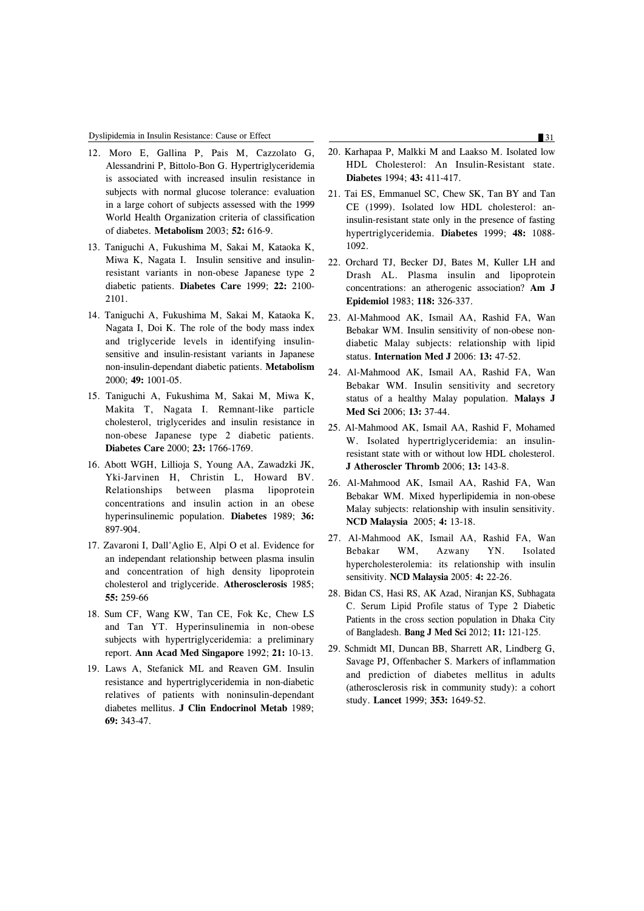12. Moro E, Gallina P, Pais M, Cazzolato G, Alessandrini P, Bittolo-Bon G. Hypertriglyceridemia is associated with increased insulin resistance in subjects with normal glucose tolerance: evaluation in a large cohort of subjects assessed with the 1999 World Health Organization criteria of classification of diabetes. **Metabolism** 2003; **52:** 616-9.

13. Taniguchi A, Fukushima M, Sakai M, Kataoka K, Miwa K, Nagata I. Insulin sensitive and insulin-resistant variants in non-obese Japanese type 2 diabetic patients. **Diabetes Care** 1999; **22:** 2100-2101.

14. Taniguchi A, Fukushima M, Sakai M, Kataoka K, Nagata I, Doi K. The role of the body mass index and triglyceride levels in identifying insulin-sensitive and insulin-resistant variants in Japanese non-insulin-dependant diabetic patients. **Metabolism** 2000; **49:** 1001-05.

15. Taniguchi A, Fukushima M, Sakai M, Miwa K, Makita T, Nagata I. Remnant-like particle cholesterol, triglycerides and insulin resistance in non-obese Japanese type 2 diabetic patients. **Diabetes Care** 2000; **23:** 1766-1769.

16. Abott WGH, Lillioja S, Young AA, Zawadzki JK, Yki-Jarvinen H, Christin L, Howard BV. Relationships between plasma lipoprotein concentrations and insulin action in an obese hyperinsulinemic population. **Diabetes** 1989; **36:** 897-904.

17. Zavaroni I, Dall'Aglio E, Alpi O et al. Evidence for an independant relationship between plasma insulin and concentration of high density lipoprotein cholesterol and triglyceride. **Atherosclerosis** 1985; **55:** 259-66

18. Sum CF, Wang KW, Tan CE, Fok Kc, Chew LS and Tan YT. Hyperinsulinemia in non-obese subjects with hypertriglyceridemia: a preliminary report. **Ann Acad Med Singapore** 1992; **21:** 10-13.

19. Laws A, Stefanick ML and Reaven GM. Insulin resistance and hypertriglyceridemia in non-diabetic relatives of patients with noninsulin-dependant diabetes mellitus. **J Clin Endocrinol Metab** 1989; **69:** 343-47.

20. Karhapaa P, Malkki M and Laakso M. Isolated low HDL Cholesterol: An Insulin-Resistant state. **Diabetes** 1994; **43:** 411-417.

21. Tai ES, Emmanuel SC, Chew SK, Tan BY and Tan CE (1999). Isolated low HDL cholesterol: an-insulin-resistant state only in the presence of fasting hypertriglyceridemia. **Diabetes** 1999; **48:** 1088-1092.

22. Orchard TJ, Becker DJ, Bates M, Kuller LH and Drash AL. Plasma insulin and lipoprotein concentrations: an atherogenic association? **Am J Epidemiol** 1983; **118:** 326-337.

23. Al-Mahmood AK, Ismail AA, Rashid FA, Wan Bebakar WM. Insulin sensitivity of non-obese non-diabetic Malay subjects: relationship with lipid status. **Internation Med J** 2006: **13:** 47-52.

24. Al-Mahmood AK, Ismail AA, Rashid FA, Wan Bebakar WM. Insulin sensitivity and secretory status of a healthy Malay population. **Malays J Med Sci** 2006; **13:** 37-44.

25. Al-Mahmood AK, Ismail AA, Rashid F, Mohamed W. Isolated hypertriglyceridemia: an insulin-resistant state with or without low HDL cholesterol. **J Atheroscler Thromb** 2006; **13:** 143-8.

26. Al-Mahmood AK, Ismail AA, Rashid FA, Wan Bebakar WM. Mixed hyperlipidemia in non-obese Malay subjects: relationship with insulin sensitivity. **NCD Malaysia** 2005; **4:** 13-18.

27. Al-Mahmood AK, Ismail AA, Rashid FA, Wan Bebakar WM, Azwany YN. Isolated hypercholesterolemia: its relationship with insulin sensitivity. **NCD Malaysia** 2005: **4:** 22-26.

28. Bidan CS, Hasi RS, AK Azad, Niranjan KS, Subhagata C. Serum Lipid Profile status of Type 2 Diabetic Patients in the cross section population in Dhaka City of Bangladesh. **Bang J Med Sci** 2012; **11:** 121-125.

29. Schmidt MI, Duncan BB, Sharrett AR, Lindberg G, Savage PJ, Offenbacher S. Markers of inflammation and prediction of diabetes mellitus in adults (atherosclerosis risk in community study): a cohort study. **Lancet** 1999; **353:** 1649-52.